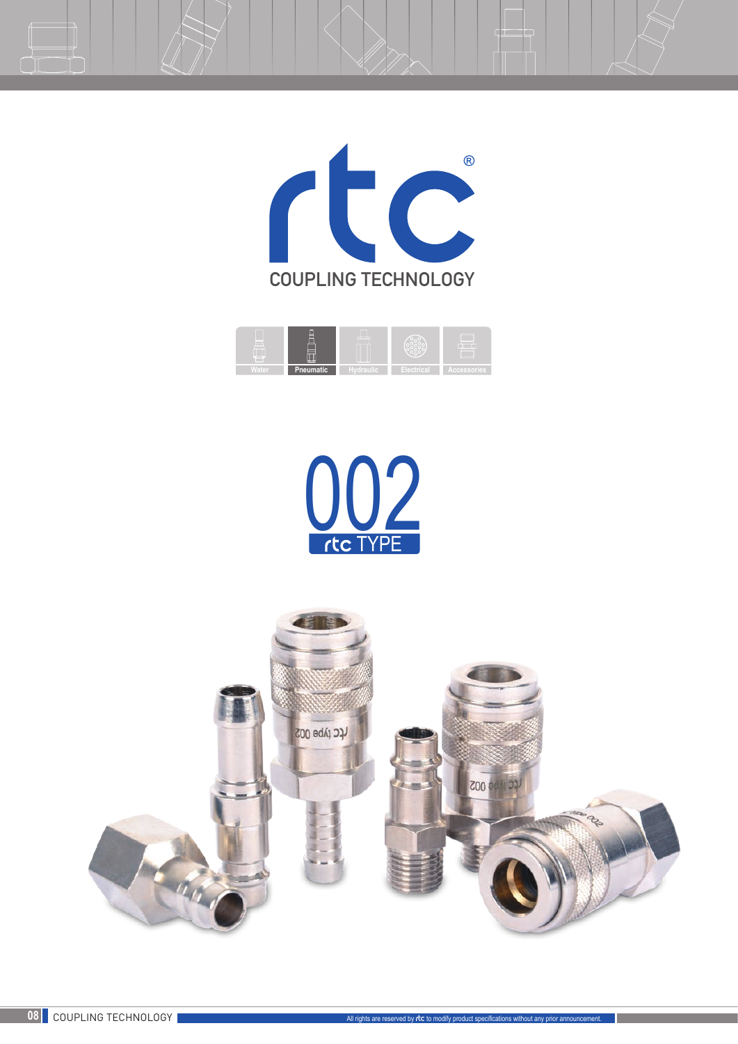# rtc®

## COUPLING TECHNOLOGY

Water | **Pneumatic** | Hydraulic | Electrical | Accessories

# 002

## rtc TYPE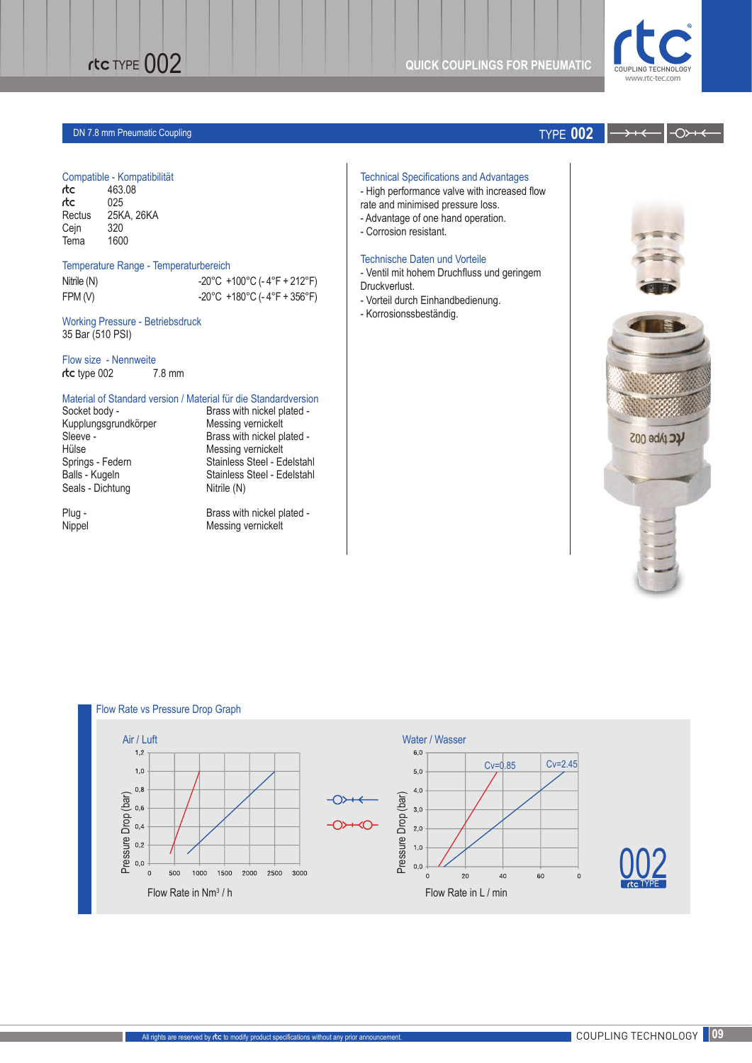## DN 7.8 mm Pneumatic Coupling — TYPE 002

### Compatible - Kompatibilität

| | |
|---|---|
| rtc | 463.08 |
| rtc | 025 |
| Rectus | 25KA, 26KA |
| Cejn | 320 |
| Tema | 1600 |

### Temperature Range - Temperaturbereich

| | |
|---|---|
| Nitrile (N) | -20°C +100°C (-4°F + 212°F) |
| FPM (V) | -20°C +180°C (-4°F + 356°F) |

### Working Pressure - Betriebsdruck

35 Bar (510 PSI)

### Flow size - Nennweite

rtc type 002 — 7.8 mm

### Material of Standard version / Material für die Standardversion

| | |
|---|---|
| Socket body - Kupplungsgrundkörper | Brass with nickel plated - Messing vernickelt |
| Sleeve - Hülse | Brass with nickel plated - Messing vernickelt |
| Springs - Federn | Stainless Steel - Edelstahl |
| Balls - Kugeln | Stainless Steel - Edelstahl |
| Seals - Dichtung | Nitrile (N) |
| Plug - Nippel | Brass with nickel plated - Messing vernickelt |

### Technical Specifications and Advantages

- High performance valve with increased flow rate and minimised pressure loss.
- Advantage of one hand operation.
- Corrosion resistant.

### Technische Daten und Vorteile

- Ventil mit hohem Druchfluss und geringem Druckverlust.
- Vorteil durch Einhandbedienung.
- Korrosionsbeständig.

### Flow Rate vs Pressure Drop Graph

**Air / Luft** — Pressure Drop (bar) vs Flow Rate in $Nm^3$ / h

**Water / Wasser** — Pressure Drop (bar) vs Flow Rate in L / min (Cv=0.85, Cv=2.45)

All rights are reserved by rtc to modify product specifications without any prior announcement.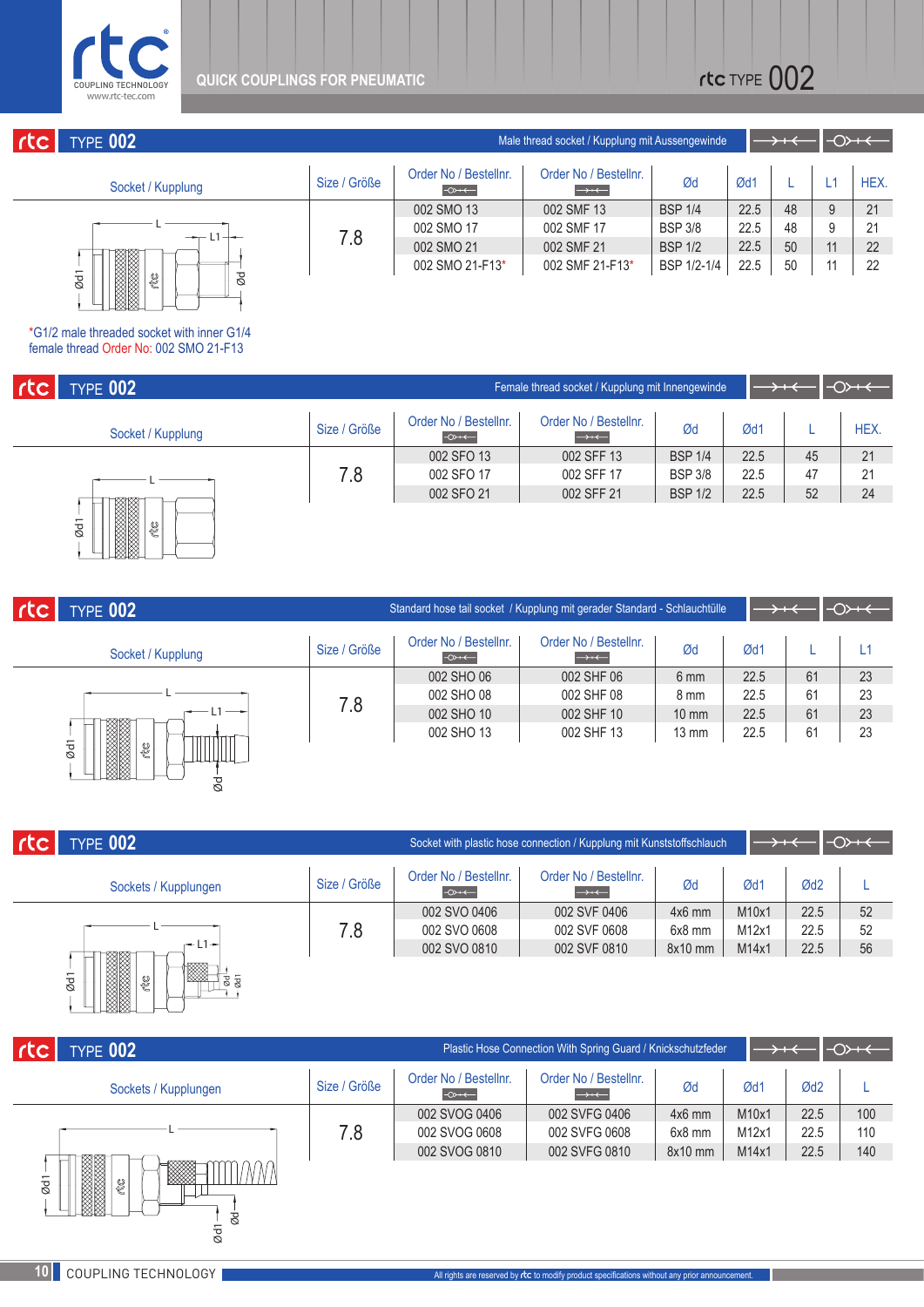## TYPE 002 — Male thread socket / Kupplung mit Aussengewinde

| Socket / Kupplung | Size / Größe | Order No / Bestellnr. | Order No / Bestellnr. | Ød | Ød1 | L | L1 | HEX. |
|---|---|---|---|---|---|---|---|---|
| | 7.8 | 002 SMO 13 | 002 SMF 13 | BSP 1/4 | 22.5 | 48 | 9 | 21 |
| | | 002 SMO 17 | 002 SMF 17 | BSP 3/8 | 22.5 | 48 | 9 | 21 |
| | | 002 SMO 21 | 002 SMF 21 | BSP 1/2 | 22.5 | 50 | 11 | 22 |
| | | 002 SMO 21-F13* | 002 SMF 21-F13* | BSP 1/2-1/4 | 22.5 | 50 | 11 | 22 |

*G1/2 male threaded socket with inner G1/4 female thread Order No: 002 SMO 21-F13

## TYPE 002 — Female thread socket / Kupplung mit Innengewinde

| Socket / Kupplung | Size / Größe | Order No / Bestellnr. | Order No / Bestellnr. | Ød | Ød1 | L | HEX. |
|---|---|---|---|---|---|---|---|
| | 7.8 | 002 SFO 13 | 002 SFF 13 | BSP 1/4 | 22.5 | 45 | 21 |
| | | 002 SFO 17 | 002 SFF 17 | BSP 3/8 | 22.5 | 47 | 21 |
| | | 002 SFO 21 | 002 SFF 21 | BSP 1/2 | 22.5 | 52 | 24 |

## TYPE 002 — Standard hose tail socket / Kupplung mit gerader Standard - Schlauchtülle

| Socket / Kupplung | Size / Größe | Order No / Bestellnr. | Order No / Bestellnr. | Ød | Ød1 | L | L1 |
|---|---|---|---|---|---|---|---|
| | 7.8 | 002 SHO 06 | 002 SHF 06 | 6 mm | 22.5 | 61 | 23 |
| | | 002 SHO 08 | 002 SHF 08 | 8 mm | 22.5 | 61 | 23 |
| | | 002 SHO 10 | 002 SHF 10 | 10 mm | 22.5 | 61 | 23 |
| | | 002 SHO 13 | 002 SHF 13 | 13 mm | 22.5 | 61 | 23 |

## TYPE 002 — Socket with plastic hose connection / Kupplung mit Kunststoffschlauch

| Sockets / Kupplungen | Size / Größe | Order No / Bestellnr. | Order No / Bestellnr. | Ød | Ød1 | Ød2 | L |
|---|---|---|---|---|---|---|---|
| | 7.8 | 002 SVO 0406 | 002 SVF 0406 | 4x6 mm | M10x1 | 22.5 | 52 |
| | | 002 SVO 0608 | 002 SVF 0608 | 6x8 mm | M12x1 | 22.5 | 52 |
| | | 002 SVO 0810 | 002 SVF 0810 | 8x10 mm | M14x1 | 22.5 | 56 |

## TYPE 002 — Plastic Hose Connection With Spring Guard / Knickschutzfeder

| Sockets / Kupplungen | Size / Größe | Order No / Bestellnr. | Order No / Bestellnr. | Ød | Ød1 | Ød2 | L |
|---|---|---|---|---|---|---|---|
| | 7.8 | 002 SVOG 0406 | 002 SVFG 0406 | 4x6 mm | M10x1 | 22.5 | 100 |
| | | 002 SVOG 0608 | 002 SVFG 0608 | 6x8 mm | M12x1 | 22.5 | 110 |
| | | 002 SVOG 0810 | 002 SVFG 0810 | 8x10 mm | M14x1 | 22.5 | 140 |

All rights are reserved by rtc to modify product specifications without any prior announcement.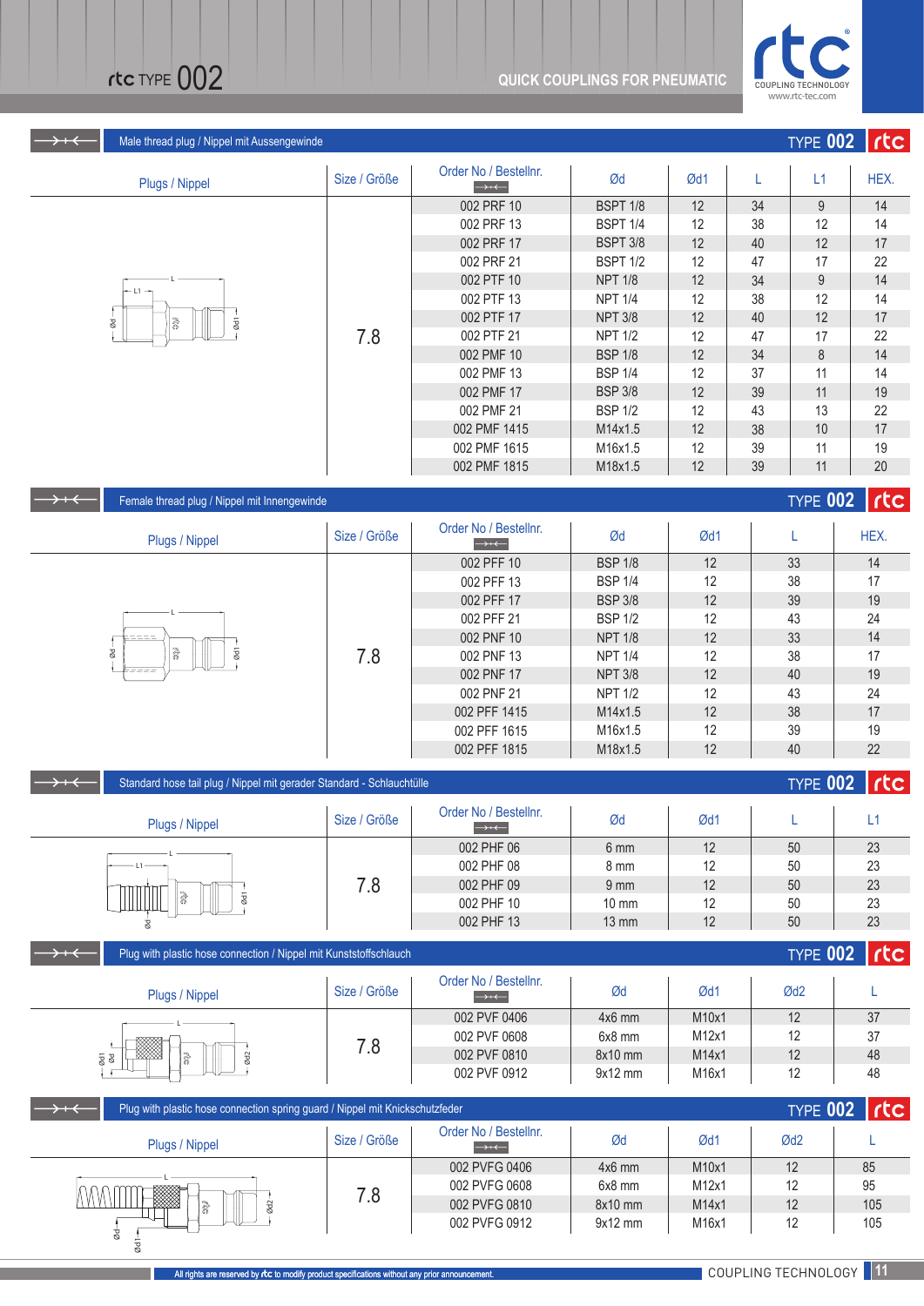## Male thread plug / Nippel mit Aussengewinde

TYPE 002

| Plugs / Nippel | Size / Größe | Order No / Bestellnr. | Ød | Ød1 | L | L1 | HEX. |
|---|---|---|---|---|---|---|---|
| | 7.8 | 002 PRF 10 | BSPT 1/8 | 12 | 34 | 9 | 14 |
| | | 002 PRF 13 | BSPT 1/4 | 12 | 38 | 12 | 14 |
| | | 002 PRF 17 | BSPT 3/8 | 12 | 40 | 12 | 17 |
| | | 002 PRF 21 | BSPT 1/2 | 12 | 47 | 17 | 22 |
| | | 002 PTF 10 | NPT 1/8 | 12 | 34 | 9 | 14 |
| | | 002 PTF 13 | NPT 1/4 | 12 | 38 | 12 | 14 |
| | | 002 PTF 17 | NPT 3/8 | 12 | 40 | 12 | 17 |
| | | 002 PTF 21 | NPT 1/2 | 12 | 47 | 17 | 22 |
| | | 002 PMF 10 | BSP 1/8 | 12 | 34 | 8 | 14 |
| | | 002 PMF 13 | BSP 1/4 | 12 | 37 | 11 | 14 |
| | | 002 PMF 17 | BSP 3/8 | 12 | 39 | 11 | 19 |
| | | 002 PMF 21 | BSP 1/2 | 12 | 43 | 13 | 22 |
| | | 002 PMF 1415 | M14x1.5 | 12 | 38 | 10 | 17 |
| | | 002 PMF 1615 | M16x1.5 | 12 | 39 | 11 | 19 |
| | | 002 PMF 1815 | M18x1.5 | 12 | 39 | 11 | 20 |

## Female thread plug / Nippel mit Innengewinde

TYPE 002

| Plugs / Nippel | Size / Größe | Order No / Bestellnr. | Ød | Ød1 | L | HEX. |
|---|---|---|---|---|---|---|
| | 7.8 | 002 PFF 10 | BSP 1/8 | 12 | 33 | 14 |
| | | 002 PFF 13 | BSP 1/4 | 12 | 38 | 17 |
| | | 002 PFF 17 | BSP 3/8 | 12 | 39 | 19 |
| | | 002 PFF 21 | BSP 1/2 | 12 | 43 | 24 |
| | | 002 PNF 10 | NPT 1/8 | 12 | 33 | 14 |
| | | 002 PNF 13 | NPT 1/4 | 12 | 38 | 17 |
| | | 002 PNF 17 | NPT 3/8 | 12 | 40 | 19 |
| | | 002 PNF 21 | NPT 1/2 | 12 | 43 | 24 |
| | | 002 PFF 1415 | M14x1.5 | 12 | 38 | 17 |
| | | 002 PFF 1615 | M16x1.5 | 12 | 39 | 19 |
| | | 002 PFF 1815 | M18x1.5 | 12 | 40 | 22 |

## Standard hose tail plug / Nippel mit gerader Standard - Schlauchtülle

TYPE 002

| Plugs / Nippel | Size / Größe | Order No / Bestellnr. | Ød | Ød1 | L | L1 |
|---|---|---|---|---|---|---|
| | 7.8 | 002 PHF 06 | 6 mm | 12 | 50 | 23 |
| | | 002 PHF 08 | 8 mm | 12 | 50 | 23 |
| | | 002 PHF 09 | 9 mm | 12 | 50 | 23 |
| | | 002 PHF 10 | 10 mm | 12 | 50 | 23 |
| | | 002 PHF 13 | 13 mm | 12 | 50 | 23 |

## Plug with plastic hose connection / Nippel mit Kunststoffschlauch

TYPE 002

| Plugs / Nippel | Size / Größe | Order No / Bestellnr. | Ød | Ød1 | Ød2 | L |
|---|---|---|---|---|---|---|
| | 7.8 | 002 PVF 0406 | 4x6 mm | M10x1 | 12 | 37 |
| | | 002 PVF 0608 | 6x8 mm | M12x1 | 12 | 37 |
| | | 002 PVF 0810 | 8x10 mm | M14x1 | 12 | 48 |
| | | 002 PVF 0912 | 9x12 mm | M16x1 | 12 | 48 |

## Plug with plastic hose connection spring guard / Nippel mit Knickschutzfeder

TYPE 002

| Plugs / Nippel | Size / Größe | Order No / Bestellnr. | Ød | Ød1 | Ød2 | L |
|---|---|---|---|---|---|---|
| | 7.8 | 002 PVFG 0406 | 4x6 mm | M10x1 | 12 | 85 |
| | | 002 PVFG 0608 | 6x8 mm | M12x1 | 12 | 95 |
| | | 002 PVFG 0810 | 8x10 mm | M14x1 | 12 | 105 |
| | | 002 PVFG 0912 | 9x12 mm | M16x1 | 12 | 105 |

All rights are reserved by rtc to modify product specifications without any prior announcement.